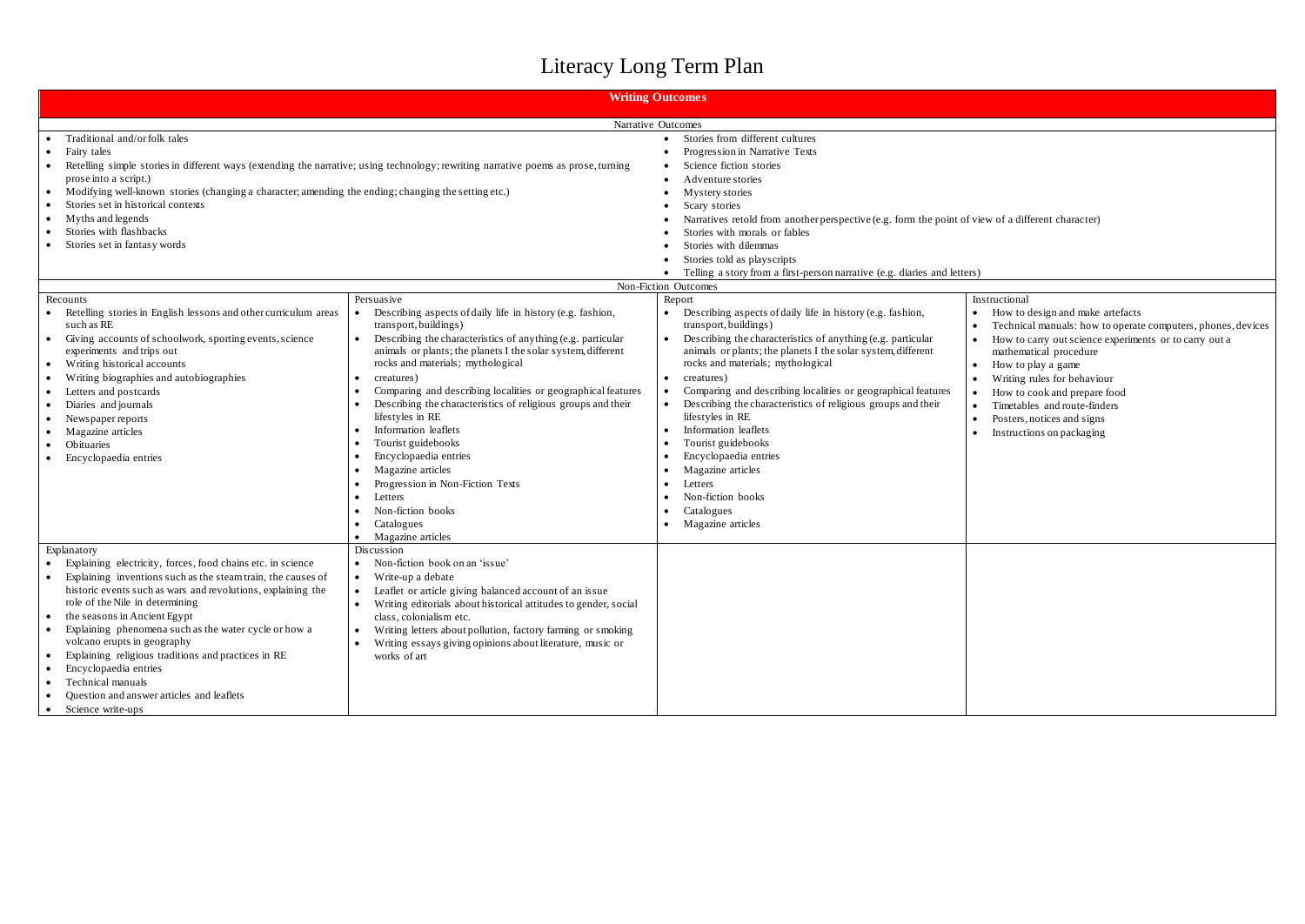# Literacy Long Term Plan

## Writing Outcomes

### Narrative Outcomes

- Traditional and/or folk tales
- Fairy tales
- Retelling simple stories in different ways (extending the narrative; using technology; rewriting narrative poems as prose, turning prose into a script.)
- Modifying well-known stories (changing a character; amending the ending; changing the setting etc.)
- Stories set in historical contexts
- Myths and legends
- Stories with flashbacks
- Stories set in fantasy words
- Stories from different cultures
- Progression in Narrative Texts
- Science fiction stories
- Adventure stories
- Mystery stories
- Scary stories
- Narratives retold from another perspective (e.g. form the point of view of a different character)
- Stories with morals or fables
- Stories with dilemmas
- Stories told as playscripts
- Telling a story from a first-person narrative (e.g. diaries and letters)

### Non-Fiction Outcomes

| Recounts | Persuasive | Report | Instructional |
|---|---|---|---|
| • Retelling stories in English lessons and other curriculum areas such as RE<br>• Giving accounts of schoolwork, sporting events, science experiments and trips out<br>• Writing historical accounts<br>• Writing biographies and autobiographies<br>• Letters and postcards<br>• Diaries and journals<br>• Newspaper reports<br>• Magazine articles<br>• Obituaries<br>• Encyclopaedia entries | • Describing aspects of daily life in history (e.g. fashion, transport, buildings)<br>• Describing the characteristics of anything (e.g. particular animals or plants; the planets I the solar system, different rocks and materials; mythological<br>• creatures)<br>• Comparing and describing localities or geographical features<br>• Describing the characteristics of religious groups and their lifestyles in RE<br>• Information leaflets<br>• Tourist guidebooks<br>• Encyclopaedia entries<br>• Magazine articles<br>• Progression in Non-Fiction Texts<br>• Letters<br>• Non-fiction books<br>• Catalogues<br>• Magazine articles | • Describing aspects of daily life in history (e.g. fashion, transport, buildings)<br>• Describing the characteristics of anything (e.g. particular animals or plants; the planets I the solar system, different rocks and materials; mythological<br>• creatures)<br>• Comparing and describing localities or geographical features<br>• Describing the characteristics of religious groups and their lifestyles in RE<br>• Information leaflets<br>• Tourist guidebooks<br>• Encyclopaedia entries<br>• Magazine articles<br>• Letters<br>• Non-fiction books<br>• Catalogues<br>• Magazine articles | • How to design and make artefacts<br>• Technical manuals: how to operate computers, phones, devices<br>• How to carry out science experiments or to carry out a mathematical procedure<br>• How to play a game<br>• Writing rules for behaviour<br>• How to cook and prepare food<br>• Timetables and route-finders<br>• Posters, notices and signs<br>• Instructions on packaging |
| **Explanatory** | **Discussion** | | |
| • Explaining electricity, forces, food chains etc. in science<br>• Explaining inventions such as the steam train, the causes of historic events such as wars and revolutions, explaining the role of the Nile in determining<br>• the seasons in Ancient Egypt<br>• Explaining phenomena such as the water cycle or how a volcano erupts in geography<br>• Explaining religious traditions and practices in RE<br>• Encyclopaedia entries<br>• Technical manuals<br>• Question and answer articles and leaflets<br>• Science write-ups | • Non-fiction book on an 'issue'<br>• Write-up a debate<br>• Leaflet or article giving balanced account of an issue<br>• Writing editorials about historical attitudes to gender, social class, colonialism etc.<br>• Writing letters about pollution, factory farming or smoking<br>• Writing essays giving opinions about literature, music or works of art | | |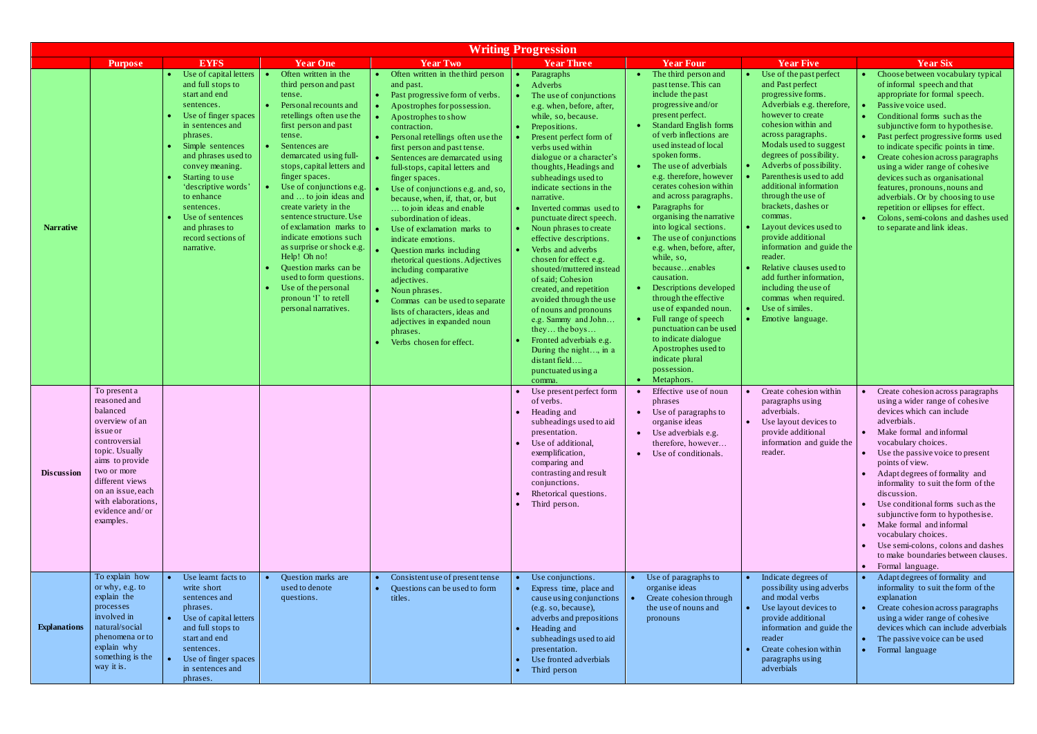# Writing Progression

| | Purpose | EYFS | Year One | Year Two | Year Three | Year Four | Year Five | Year Six |
|---|---|---|---|---|---|---|---|---|
| **Narrative** | | • Use of capital letters and full stops to start and end sentences.<br>• Use of finger spaces in sentences and phrases.<br>• Simple sentences and phrases used to convey meaning.<br>• Starting to use 'descriptive words' to enhance sentences.<br>• Use of sentences and phrases to record sections of narrative. | • Often written in the third person and past tense.<br>• Personal recounts and retellings often use the first person and past tense.<br>• Sentences are demarcated using full-stops, capital letters and finger spaces.<br>• Use of conjunctions e.g. and … to join ideas and create variety in the sentence structure. Use of exclamation marks to indicate emotions such as surprise or shock e.g. Help! Oh no!<br>• Question marks can be used to form questions.<br>• Use of the personal pronoun 'I' to retell personal narratives. | • Often written in the third person and past.<br>• Past progressive form of verbs.<br>• Apostrophes for possession.<br>• Apostrophes to show contraction.<br>• Personal retellings often use the first person and past tense.<br>• Sentences are demarcated using full-stops, capital letters and finger spaces.<br>• Use of conjunctions e.g. and, so, because, when, if, that, or, but … to join ideas and enable subordination of ideas.<br>• Use of exclamation marks to indicate emotions.<br>• Question marks including rhetorical questions. Adjectives including comparative adjectives.<br>• Noun phrases.<br>• Commas can be used to separate lists of characters, ideas and adjectives in expanded noun phrases.<br>• Verbs chosen for effect. | • Paragraphs<br>• Adverbs<br>• The use of conjunctions e.g. when, before, after, while, so, because.<br>• Prepositions.<br>• Present perfect form of verbs used within dialogue or a character's thoughts, Headings and subheadings used to indicate sections in the narrative.<br>• Inverted commas used to punctuate direct speech.<br>• Noun phrases to create effective descriptions.<br>• Verbs and adverbs chosen for effect e.g. shouted/muttered instead of said; Cohesion created, and repetition avoided through the use of nouns and pronouns e.g. Sammy and John… they… the boys…<br>• Fronted adverbials e.g. During the night…, in a distant field…. punctuated using a comma. | • The third person and past tense. This can include the past progressive and/or present perfect.<br>• Standard English forms of verb inflections are used instead of local spoken forms.<br>• The use of adverbials e.g. therefore, however cerates cohesion within and across paragraphs.<br>• Paragraphs for organising the narrative into logical sections.<br>• The use of conjunctions e.g. when, before, after, while, so, because…enables causation.<br>• Descriptions developed through the effective use of expanded noun.<br>• Full range of speech punctuation can be used to indicate dialogue Apostrophes used to indicate plural possession.<br>• Metaphors. | • Use of the past perfect and Past perfect progressive forms. Adverbials e.g. therefore, however to create cohesion within and across paragraphs. Modals used to suggest degrees of possibility.<br>• Adverbs of possibility.<br>• Parenthesis used to add additional information through the use of brackets, dashes or commas.<br>• Layout devices used to provide additional information and guide the reader.<br>• Relative clauses used to add further information, including the use of commas when required.<br>• Use of similes.<br>• Emotive language. | • Choose between vocabulary typical of informal speech and that appropriate for formal speech.<br>• Passive voice used.<br>• Conditional forms such as the subjunctive form to hypothesise.<br>• Past perfect progressive forms used to indicate specific points in time.<br>• Create cohesion across paragraphs using a wider range of cohesive devices such as organisational features, pronouns, nouns and adverbials. Or by choosing to use repetition or ellipses for effect.<br>• Colons, semi-colons and dashes used to separate and link ideas. |
| **Discussion** | To present a reasoned and balanced overview of an issue or controversial topic. Usually aims to provide two or more different views on an issue, each with elaborations, evidence and/or examples. | | | | • Use present perfect form of verbs.<br>• Heading and subheadings used to aid presentation.<br>• Use of additional, exemplification, comparing and contrasting and result conjunctions.<br>• Rhetorical questions.<br>• Third person. | • Effective use of noun phrases<br>• Use of paragraphs to organise ideas<br>• Use adverbials e.g. therefore, however…<br>• Use of conditionals. | • Create cohesion within paragraphs using adverbials.<br>• Use layout devices to provide additional information and guide the reader. | • Create cohesion across paragraphs using a wider range of cohesive devices which can include adverbials.<br>• Make formal and informal vocabulary choices.<br>• Use the passive voice to present points of view.<br>• Adapt degrees of formality and informality to suit the form of the discussion.<br>• Use conditional forms such as the subjunctive form to hypothesise.<br>• Make formal and informal vocabulary choices.<br>• Use semi-colons, colons and dashes to make boundaries between clauses.<br>• Formal language. |
| **Explanations** | To explain how or why, e.g. to explain the processes involved in natural/social phenomena or to explain why something is the way it is. | • Use learnt facts to write short sentences and phrases.<br>• Use of capital letters and full stops to start and end sentences.<br>• Use of finger spaces in sentences and phrases. | • Question marks are used to denote questions. | • Consistent use of present tense<br>• Questions can be used to form titles. | • Use conjunctions.<br>• Express time, place and cause using conjunctions (e.g. so, because), adverbs and prepositions<br>• Heading and subheadings used to aid presentation.<br>• Use fronted adverbials<br>• Third person | • Use of paragraphs to organise ideas<br>• Create cohesion through the use of nouns and pronouns | • Indicate degrees of possibility using adverbs and modal verbs<br>• Use layout devices to provide additional information and guide the reader<br>• Create cohesion within paragraphs using adverbials | • Adapt degrees of formality and informality to suit the form of the explanation<br>• Create cohesion across paragraphs using a wider range of cohesive devices which can include adverbials<br>• The passive voice can be used<br>• Formal language |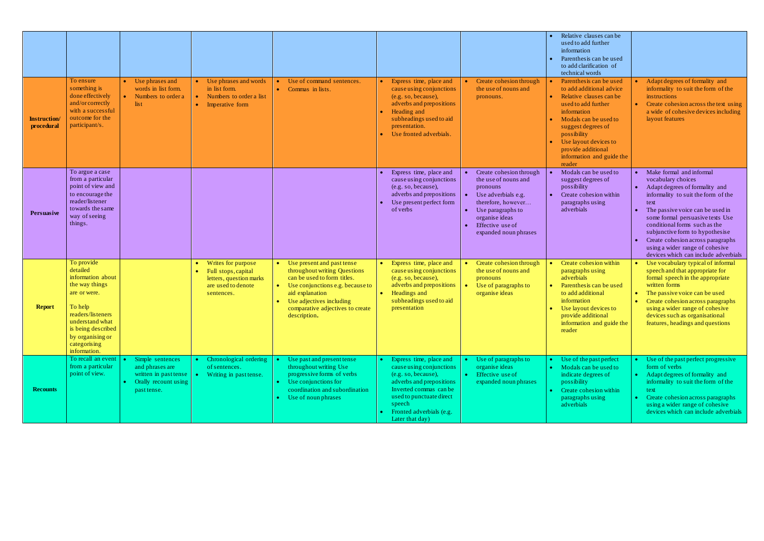| | | | | | | | | |
|---|---|---|---|---|---|---|---|---|
| | | | | | | | • Relative clauses can be used to add further information<br>• Parenthesis can be used to add clarification of technical words | |
| **Instruction/ procedural** | To ensure something is done effectively and/or correctly with a successful outcome for the participant/s. | • Use phrases and words in list form.<br>• Numbers to order a list | • Use phrases and words in list form.<br>• Numbers to order a list<br>• Imperative form | • Use of command sentences.<br>• Commas in lists. | • Express time, place and cause using conjunctions (e.g. so, because), adverbs and prepositions<br>• Heading and subheadings used to aid presentation.<br>• Use fronted adverbials. | • Create cohesion through the use of nouns and pronouns. | • Parenthesis can be used to add additional advice<br>• Relative clauses can be used to add further information<br>• Modals can be used to suggest degrees of possibility<br>• Use layout devices to provide additional information and guide the reader | • Adapt degrees of formality and informality to suit the form of the instructions<br>• Create cohesion across the text using a wide of cohesive devices including layout features |
| **Persuasive** | To argue a case from a particular point of view and to encourage the reader/listener towards the same way of seeing things. | | | | • Express time, place and cause using conjunctions (e.g. so, because), adverbs and prepositions<br>• Use present perfect form of verbs | • Create cohesion through the use of nouns and pronouns<br>• Use adverbials e.g. therefore, however…<br>• Use paragraphs to organise ideas<br>• Effective use of expanded noun phrases | • Modals can be used to suggest degrees of possibility<br>• Create cohesion within paragraphs using adverbials | • Make formal and informal vocabulary choices<br>• Adapt degrees of formality and informality to suit the form of the text<br>• The passive voice can be used in some formal persuasive texts Use conditional forms such as the subjunctive form to hypothesise<br>• Create cohesion across paragraphs using a wider range of cohesive devices which can include adverbials |
| **Report** | To provide detailed information about the way things are or were.<br><br>To help readers/listeners understand what is being described by organising or categorising information. | | • Writes for purpose<br>• Full stops, capital letters, question marks are used to denote sentences. | • Use present and past tense throughout writing Questions can be used to form titles.<br>• Use conjunctions e.g. because to aid explanation<br>• Use adjectives including comparative adjectives to create description**.** | • Express time, place and cause using conjunctions (e.g. so, because), adverbs and prepositions<br>• Headings and subheadings used to aid presentation | • Create cohesion through the use of nouns and pronouns<br>• Use of paragraphs to organise ideas | • Create cohesion within paragraphs using adverbials<br>• Parenthesis can be used to add additional information<br>• Use layout devices to provide additional information and guide the reader | • Use vocabulary typical of informal speech and that appropriate for formal speech in the appropriate written forms<br>• The passive voice can be used<br>• Create cohesion across paragraphs using a wider range of cohesive devices such as organisational features, headings and questions |
| **Recounts** | To recall an event from a particular point of view. | • Simple sentences and phrases are written in past tense<br>• Orally recount using past tense. | • Chronological ordering of sentences.<br>• Writing in past tense. | • Use past and present tense throughout writing Use progressive forms of verbs<br>• Use conjunctions for coordination and subordination<br>• Use of noun phrases | • Express time, place and cause using conjunctions (e.g. so, because), adverbs and prepositions Inverted commas can be used to punctuate direct speech<br>• Fronted adverbials (e.g. Later that day) | • Use of paragraphs to organise ideas<br>• Effective use of expanded noun phrases | • Use of the past perfect<br>• Modals can be used to indicate degrees of possibility<br>• Create cohesion within paragraphs using adverbials | • Use of the past perfect progressive form of verbs<br>• Adapt degrees of formality and informality to suit the form of the text<br>• Create cohesion across paragraphs using a wider range of cohesive devices which can include adverbials |